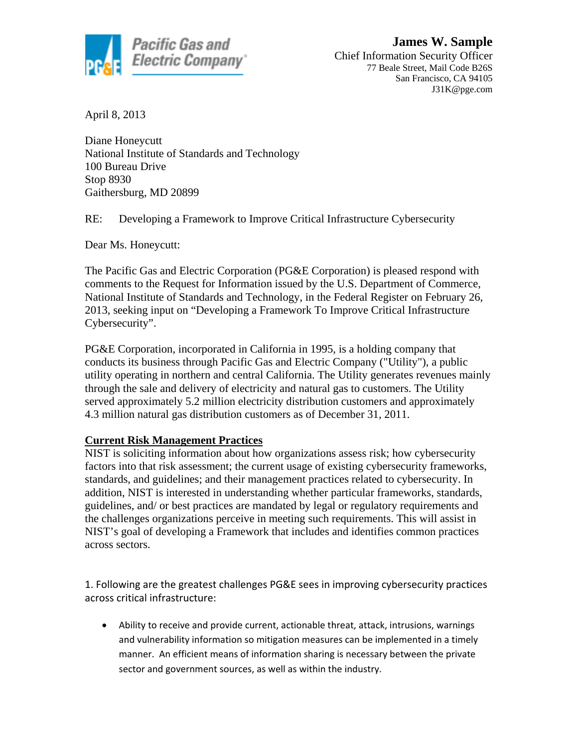Pacific Gas and Electric Company

**James W. Sample**
Chief Information Security Officer
77 Beale Street, Mail Code B26S
San Francisco, CA 94105
J31K@pge.com

April 8, 2013

Diane Honeycutt
National Institute of Standards and Technology
100 Bureau Drive
Stop 8930
Gaithersburg, MD 20899

RE: Developing a Framework to Improve Critical Infrastructure Cybersecurity

Dear Ms. Honeycutt:

The Pacific Gas and Electric Corporation (PG&E Corporation) is pleased respond with comments to the Request for Information issued by the U.S. Department of Commerce, National Institute of Standards and Technology, in the Federal Register on February 26, 2013, seeking input on "Developing a Framework To Improve Critical Infrastructure Cybersecurity".

PG&E Corporation, incorporated in California in 1995, is a holding company that conducts its business through Pacific Gas and Electric Company ("Utility"), a public utility operating in northern and central California. The Utility generates revenues mainly through the sale and delivery of electricity and natural gas to customers. The Utility served approximately 5.2 million electricity distribution customers and approximately 4.3 million natural gas distribution customers as of December 31, 2011.

**Current Risk Management Practices**

NIST is soliciting information about how organizations assess risk; how cybersecurity factors into that risk assessment; the current usage of existing cybersecurity frameworks, standards, and guidelines; and their management practices related to cybersecurity. In addition, NIST is interested in understanding whether particular frameworks, standards, guidelines, and/ or best practices are mandated by legal or regulatory requirements and the challenges organizations perceive in meeting such requirements. This will assist in NIST's goal of developing a Framework that includes and identifies common practices across sectors.

1. Following are the greatest challenges PG&E sees in improving cybersecurity practices across critical infrastructure:

- Ability to receive and provide current, actionable threat, attack, intrusions, warnings and vulnerability information so mitigation measures can be implemented in a timely manner. An efficient means of information sharing is necessary between the private sector and government sources, as well as within the industry.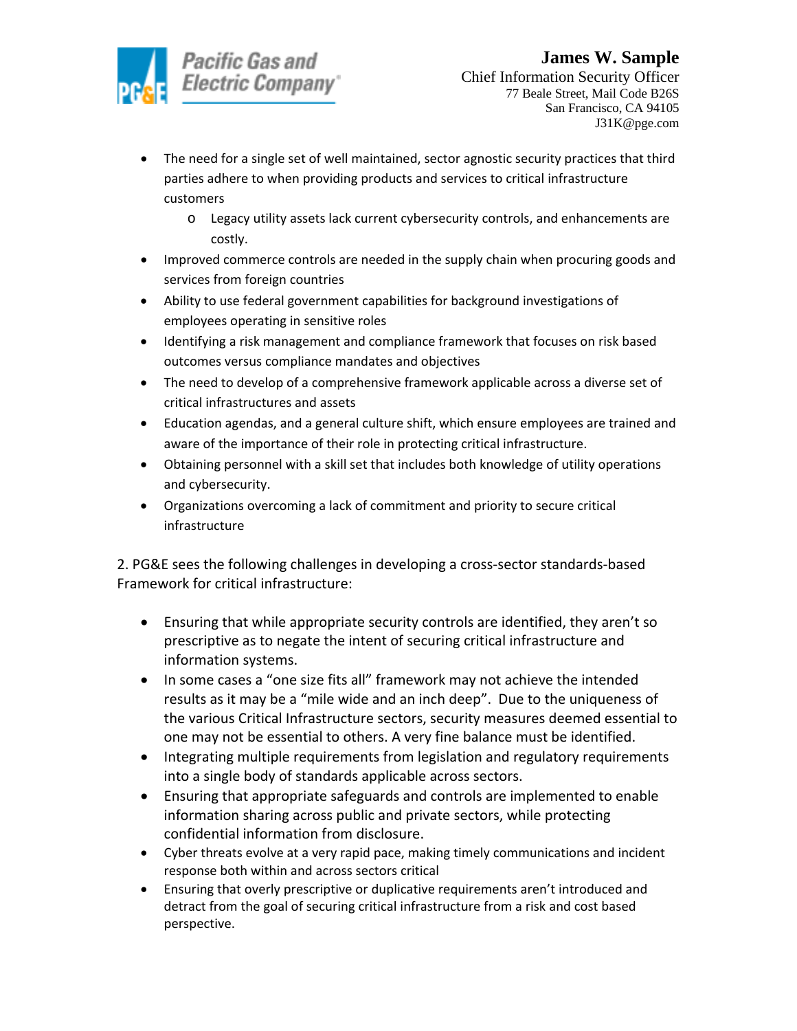- The need for a single set of well maintained, sector agnostic security practices that third parties adhere to when providing products and services to critical infrastructure customers
    - Legacy utility assets lack current cybersecurity controls, and enhancements are costly.
- Improved commerce controls are needed in the supply chain when procuring goods and services from foreign countries
- Ability to use federal government capabilities for background investigations of employees operating in sensitive roles
- Identifying a risk management and compliance framework that focuses on risk based outcomes versus compliance mandates and objectives
- The need to develop of a comprehensive framework applicable across a diverse set of critical infrastructures and assets
- Education agendas, and a general culture shift, which ensure employees are trained and aware of the importance of their role in protecting critical infrastructure.
- Obtaining personnel with a skill set that includes both knowledge of utility operations and cybersecurity.
- Organizations overcoming a lack of commitment and priority to secure critical infrastructure

2. PG&E sees the following challenges in developing a cross-sector standards-based Framework for critical infrastructure:

- Ensuring that while appropriate security controls are identified, they aren't so prescriptive as to negate the intent of securing critical infrastructure and information systems.
- In some cases a "one size fits all" framework may not achieve the intended results as it may be a "mile wide and an inch deep". Due to the uniqueness of the various Critical Infrastructure sectors, security measures deemed essential to one may not be essential to others. A very fine balance must be identified.
- Integrating multiple requirements from legislation and regulatory requirements into a single body of standards applicable across sectors.
- Ensuring that appropriate safeguards and controls are implemented to enable information sharing across public and private sectors, while protecting confidential information from disclosure.
- Cyber threats evolve at a very rapid pace, making timely communications and incident response both within and across sectors critical
- Ensuring that overly prescriptive or duplicative requirements aren't introduced and detract from the goal of securing critical infrastructure from a risk and cost based perspective.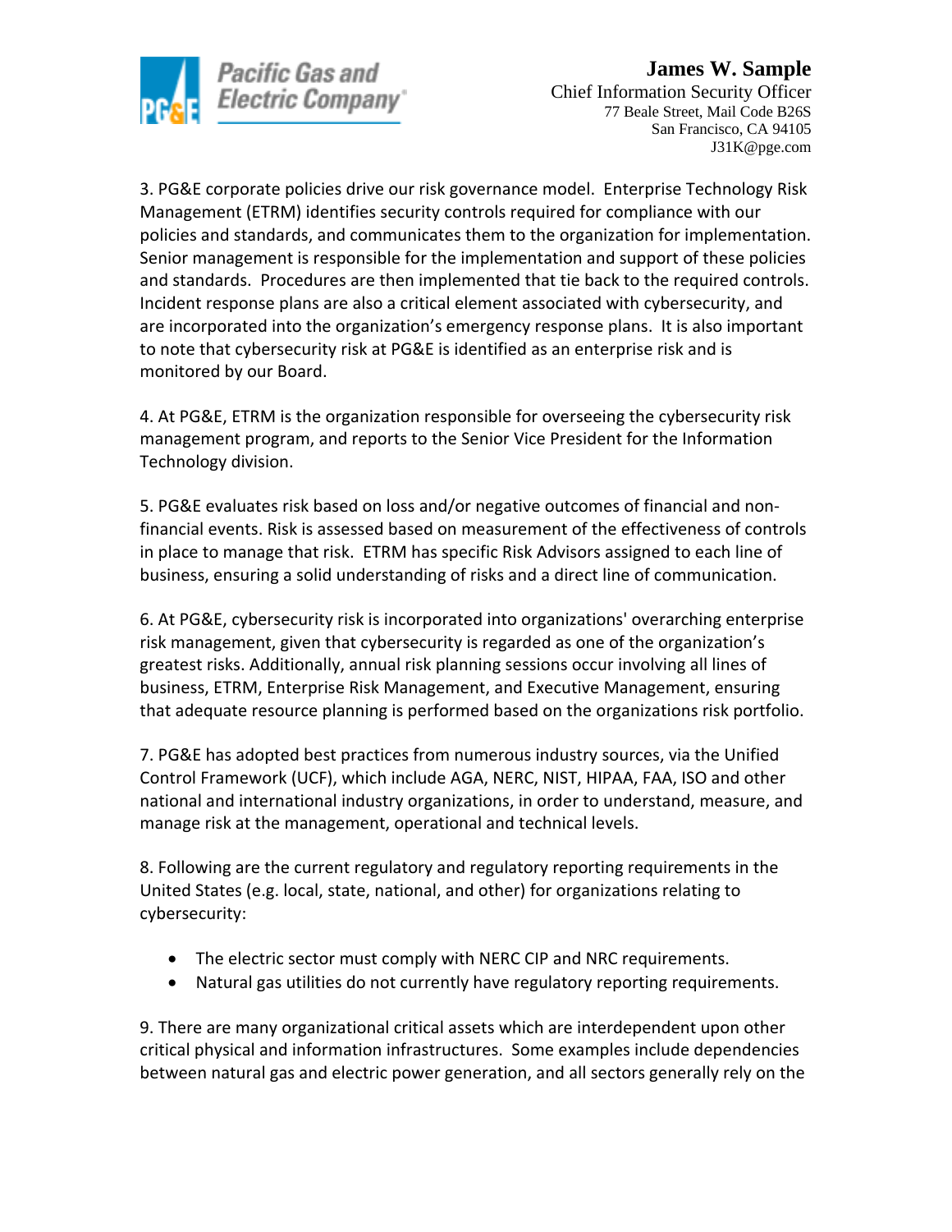3. PG&E corporate policies drive our risk governance model. Enterprise Technology Risk Management (ETRM) identifies security controls required for compliance with our policies and standards, and communicates them to the organization for implementation. Senior management is responsible for the implementation and support of these policies and standards. Procedures are then implemented that tie back to the required controls. Incident response plans are also a critical element associated with cybersecurity, and are incorporated into the organization's emergency response plans. It is also important to note that cybersecurity risk at PG&E is identified as an enterprise risk and is monitored by our Board.

4. At PG&E, ETRM is the organization responsible for overseeing the cybersecurity risk management program, and reports to the Senior Vice President for the Information Technology division.

5. PG&E evaluates risk based on loss and/or negative outcomes of financial and non-financial events. Risk is assessed based on measurement of the effectiveness of controls in place to manage that risk. ETRM has specific Risk Advisors assigned to each line of business, ensuring a solid understanding of risks and a direct line of communication.

6. At PG&E, cybersecurity risk is incorporated into organizations' overarching enterprise risk management, given that cybersecurity is regarded as one of the organization's greatest risks. Additionally, annual risk planning sessions occur involving all lines of business, ETRM, Enterprise Risk Management, and Executive Management, ensuring that adequate resource planning is performed based on the organizations risk portfolio.

7. PG&E has adopted best practices from numerous industry sources, via the Unified Control Framework (UCF), which include AGA, NERC, NIST, HIPAA, FAA, ISO and other national and international industry organizations, in order to understand, measure, and manage risk at the management, operational and technical levels.

8. Following are the current regulatory and regulatory reporting requirements in the United States (e.g. local, state, national, and other) for organizations relating to cybersecurity:

- The electric sector must comply with NERC CIP and NRC requirements.
- Natural gas utilities do not currently have regulatory reporting requirements.

9. There are many organizational critical assets which are interdependent upon other critical physical and information infrastructures. Some examples include dependencies between natural gas and electric power generation, and all sectors generally rely on the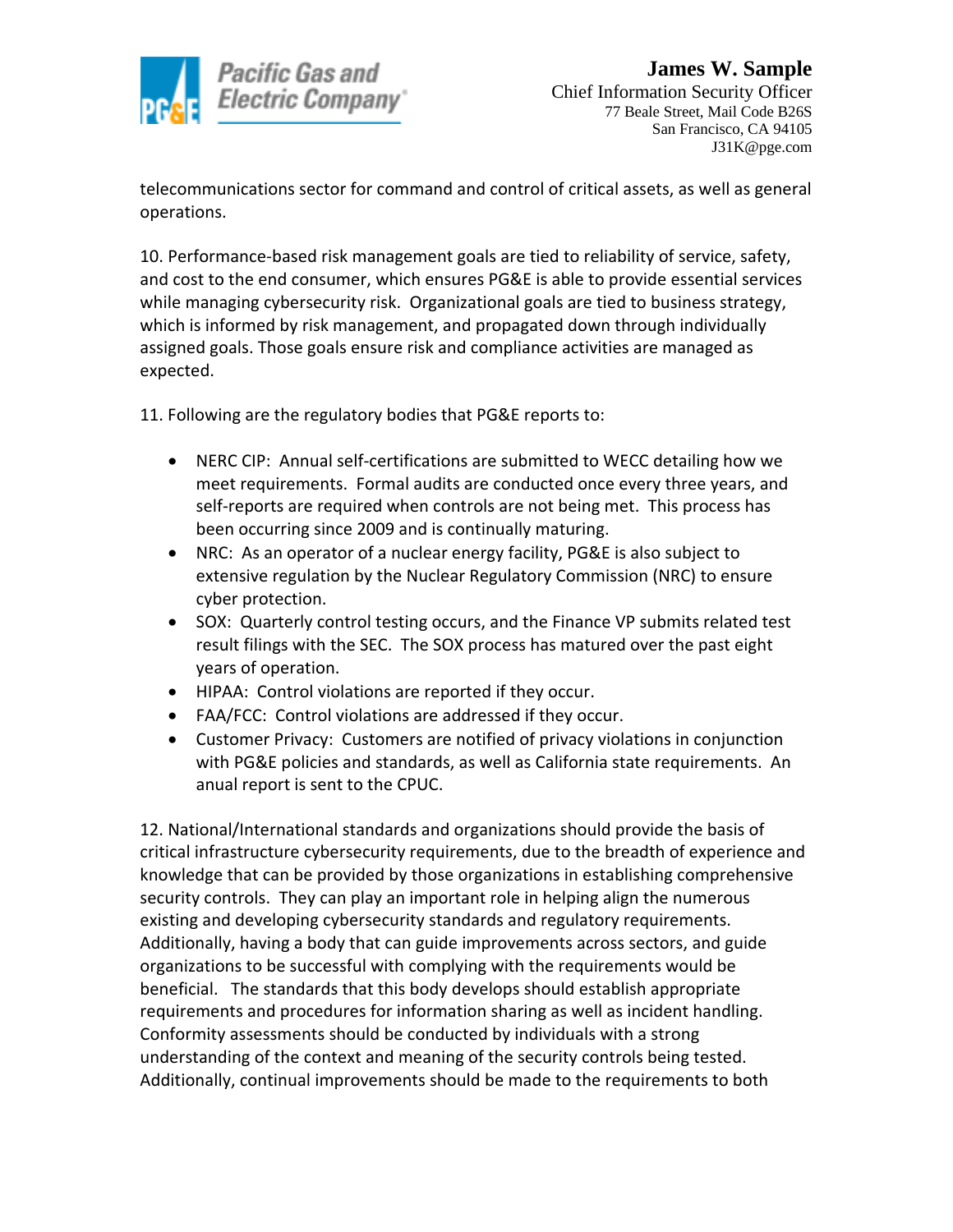telecommunications sector for command and control of critical assets, as well as general operations.

10. Performance-based risk management goals are tied to reliability of service, safety, and cost to the end consumer, which ensures PG&E is able to provide essential services while managing cybersecurity risk. Organizational goals are tied to business strategy, which is informed by risk management, and propagated down through individually assigned goals. Those goals ensure risk and compliance activities are managed as expected.

11. Following are the regulatory bodies that PG&E reports to:

- NERC CIP: Annual self-certifications are submitted to WECC detailing how we meet requirements. Formal audits are conducted once every three years, and self-reports are required when controls are not being met. This process has been occurring since 2009 and is continually maturing.
- NRC: As an operator of a nuclear energy facility, PG&E is also subject to extensive regulation by the Nuclear Regulatory Commission (NRC) to ensure cyber protection.
- SOX: Quarterly control testing occurs, and the Finance VP submits related test result filings with the SEC. The SOX process has matured over the past eight years of operation.
- HIPAA: Control violations are reported if they occur.
- FAA/FCC: Control violations are addressed if they occur.
- Customer Privacy: Customers are notified of privacy violations in conjunction with PG&E policies and standards, as well as California state requirements. An anual report is sent to the CPUC.

12. National/International standards and organizations should provide the basis of critical infrastructure cybersecurity requirements, due to the breadth of experience and knowledge that can be provided by those organizations in establishing comprehensive security controls. They can play an important role in helping align the numerous existing and developing cybersecurity standards and regulatory requirements. Additionally, having a body that can guide improvements across sectors, and guide organizations to be successful with complying with the requirements would be beneficial. The standards that this body develops should establish appropriate requirements and procedures for information sharing as well as incident handling. Conformity assessments should be conducted by individuals with a strong understanding of the context and meaning of the security controls being tested. Additionally, continual improvements should be made to the requirements to both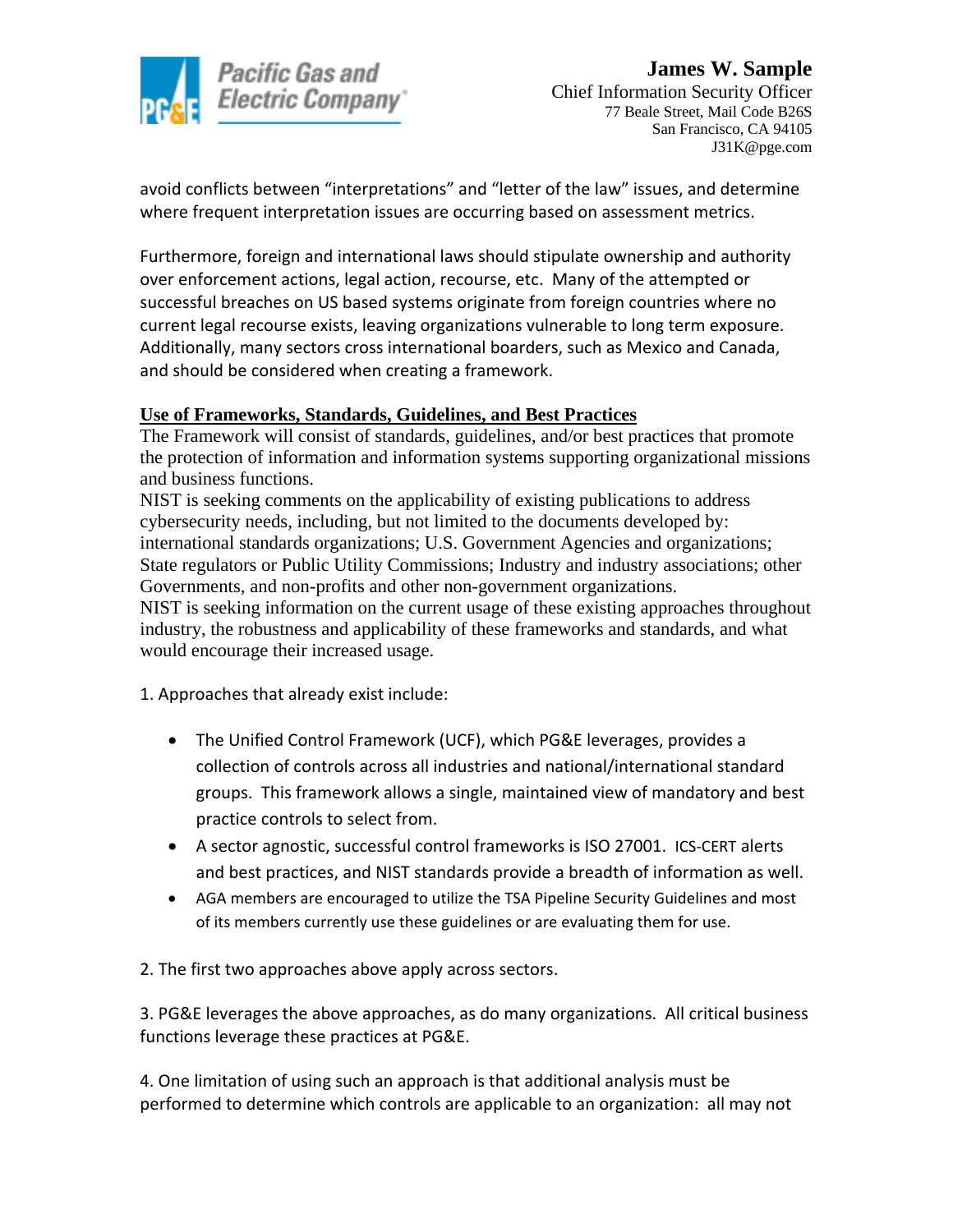avoid conflicts between "interpretations" and "letter of the law" issues, and determine where frequent interpretation issues are occurring based on assessment metrics.

Furthermore, foreign and international laws should stipulate ownership and authority over enforcement actions, legal action, recourse, etc. Many of the attempted or successful breaches on US based systems originate from foreign countries where no current legal recourse exists, leaving organizations vulnerable to long term exposure. Additionally, many sectors cross international boarders, such as Mexico and Canada, and should be considered when creating a framework.

**Use of Frameworks, Standards, Guidelines, and Best Practices**

The Framework will consist of standards, guidelines, and/or best practices that promote the protection of information and information systems supporting organizational missions and business functions.

NIST is seeking comments on the applicability of existing publications to address cybersecurity needs, including, but not limited to the documents developed by: international standards organizations; U.S. Government Agencies and organizations; State regulators or Public Utility Commissions; Industry and industry associations; other Governments, and non-profits and other non-government organizations.

NIST is seeking information on the current usage of these existing approaches throughout industry, the robustness and applicability of these frameworks and standards, and what would encourage their increased usage.

1. Approaches that already exist include:

- The Unified Control Framework (UCF), which PG&E leverages, provides a collection of controls across all industries and national/international standard groups. This framework allows a single, maintained view of mandatory and best practice controls to select from.
- A sector agnostic, successful control frameworks is ISO 27001. ICS-CERT alerts and best practices, and NIST standards provide a breadth of information as well.
- AGA members are encouraged to utilize the TSA Pipeline Security Guidelines and most of its members currently use these guidelines or are evaluating them for use.

2. The first two approaches above apply across sectors.

3. PG&E leverages the above approaches, as do many organizations. All critical business functions leverage these practices at PG&E.

4. One limitation of using such an approach is that additional analysis must be performed to determine which controls are applicable to an organization: all may not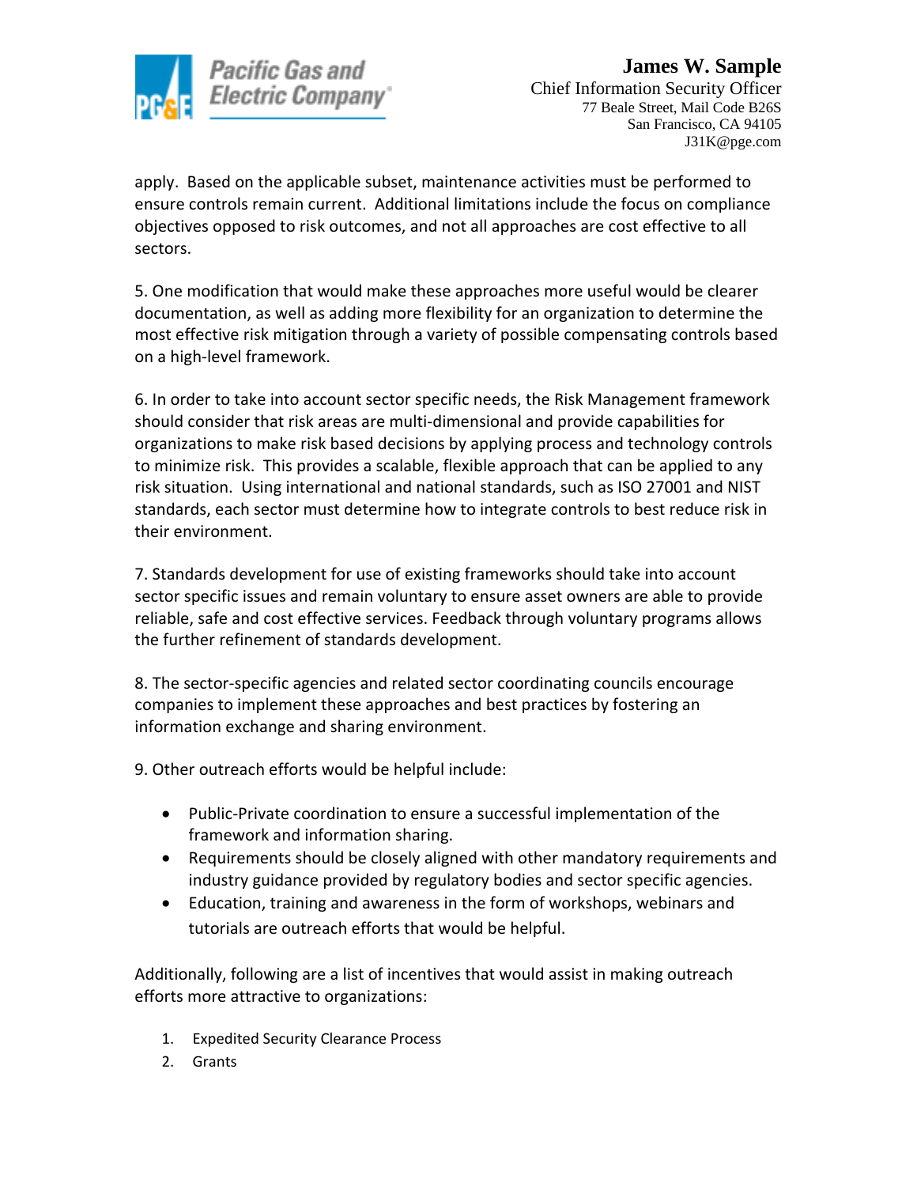apply. Based on the applicable subset, maintenance activities must be performed to ensure controls remain current. Additional limitations include the focus on compliance objectives opposed to risk outcomes, and not all approaches are cost effective to all sectors.

5. One modification that would make these approaches more useful would be clearer documentation, as well as adding more flexibility for an organization to determine the most effective risk mitigation through a variety of possible compensating controls based on a high-level framework.

6. In order to take into account sector specific needs, the Risk Management framework should consider that risk areas are multi-dimensional and provide capabilities for organizations to make risk based decisions by applying process and technology controls to minimize risk. This provides a scalable, flexible approach that can be applied to any risk situation. Using international and national standards, such as ISO 27001 and NIST standards, each sector must determine how to integrate controls to best reduce risk in their environment.

7. Standards development for use of existing frameworks should take into account sector specific issues and remain voluntary to ensure asset owners are able to provide reliable, safe and cost effective services. Feedback through voluntary programs allows the further refinement of standards development.

8. The sector-specific agencies and related sector coordinating councils encourage companies to implement these approaches and best practices by fostering an information exchange and sharing environment.

9. Other outreach efforts would be helpful include:

- Public-Private coordination to ensure a successful implementation of the framework and information sharing.
- Requirements should be closely aligned with other mandatory requirements and industry guidance provided by regulatory bodies and sector specific agencies.
- Education, training and awareness in the form of workshops, webinars and tutorials are outreach efforts that would be helpful.

Additionally, following are a list of incentives that would assist in making outreach efforts more attractive to organizations:

1. Expedited Security Clearance Process
2. Grants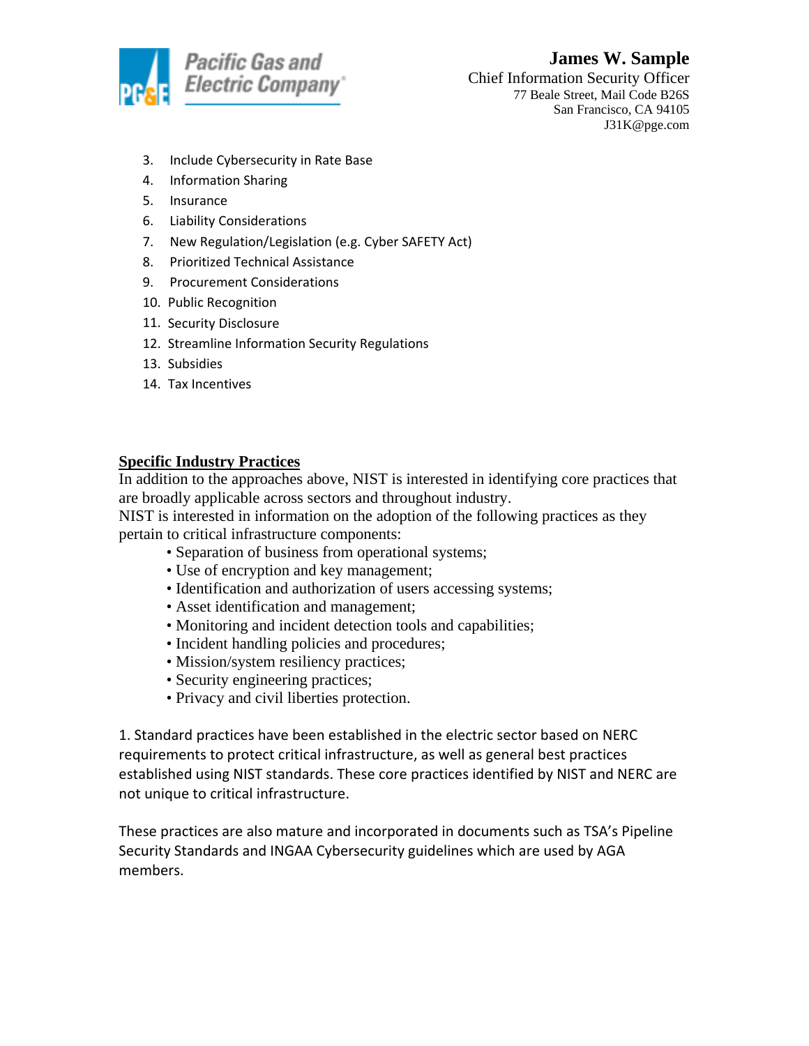3. Include Cybersecurity in Rate Base
4. Information Sharing
5. Insurance
6. Liability Considerations
7. New Regulation/Legislation (e.g. Cyber SAFETY Act)
8. Prioritized Technical Assistance
9. Procurement Considerations
10. Public Recognition
11. Security Disclosure
12. Streamline Information Security Regulations
13. Subsidies
14. Tax Incentives

## Specific Industry Practices

In addition to the approaches above, NIST is interested in identifying core practices that are broadly applicable across sectors and throughout industry.
NIST is interested in information on the adoption of the following practices as they pertain to critical infrastructure components:

- Separation of business from operational systems;
- Use of encryption and key management;
- Identification and authorization of users accessing systems;
- Asset identification and management;
- Monitoring and incident detection tools and capabilities;
- Incident handling policies and procedures;
- Mission/system resiliency practices;
- Security engineering practices;
- Privacy and civil liberties protection.

1. Standard practices have been established in the electric sector based on NERC requirements to protect critical infrastructure, as well as general best practices established using NIST standards. These core practices identified by NIST and NERC are not unique to critical infrastructure.

These practices are also mature and incorporated in documents such as TSA's Pipeline Security Standards and INGAA Cybersecurity guidelines which are used by AGA members.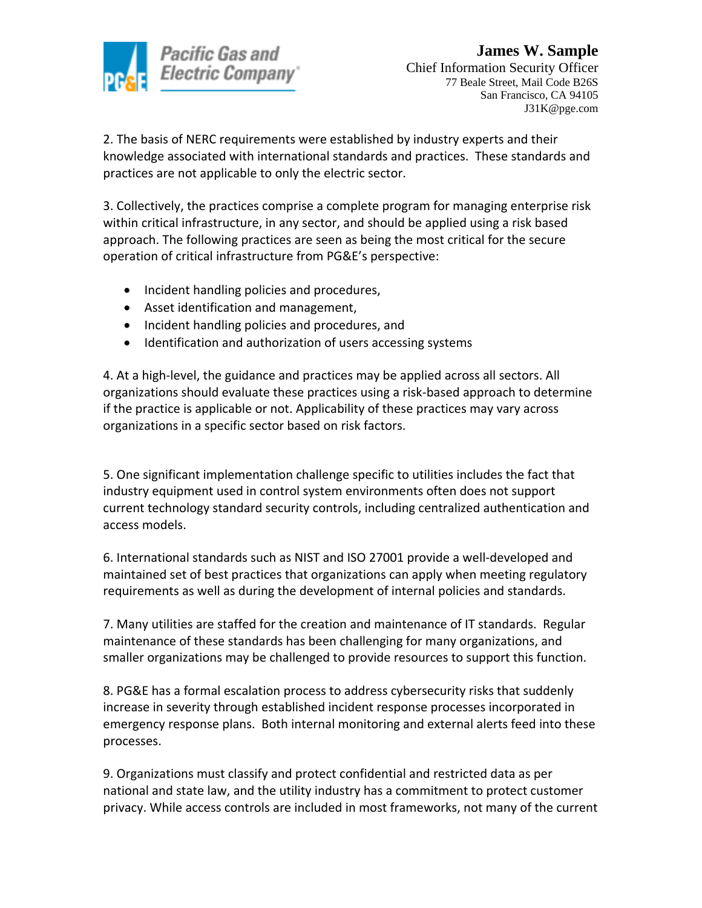**James W. Sample**
Chief Information Security Officer
77 Beale Street, Mail Code B26S
San Francisco, CA 94105
J31K@pge.com

2. The basis of NERC requirements were established by industry experts and their knowledge associated with international standards and practices. These standards and practices are not applicable to only the electric sector.

3. Collectively, the practices comprise a complete program for managing enterprise risk within critical infrastructure, in any sector, and should be applied using a risk based approach. The following practices are seen as being the most critical for the secure operation of critical infrastructure from PG&E's perspective:

- Incident handling policies and procedures,
- Asset identification and management,
- Incident handling policies and procedures, and
- Identification and authorization of users accessing systems

4. At a high-level, the guidance and practices may be applied across all sectors. All organizations should evaluate these practices using a risk-based approach to determine if the practice is applicable or not. Applicability of these practices may vary across organizations in a specific sector based on risk factors.

5. One significant implementation challenge specific to utilities includes the fact that industry equipment used in control system environments often does not support current technology standard security controls, including centralized authentication and access models.

6. International standards such as NIST and ISO 27001 provide a well-developed and maintained set of best practices that organizations can apply when meeting regulatory requirements as well as during the development of internal policies and standards.

7. Many utilities are staffed for the creation and maintenance of IT standards. Regular maintenance of these standards has been challenging for many organizations, and smaller organizations may be challenged to provide resources to support this function.

8. PG&E has a formal escalation process to address cybersecurity risks that suddenly increase in severity through established incident response processes incorporated in emergency response plans. Both internal monitoring and external alerts feed into these processes.

9. Organizations must classify and protect confidential and restricted data as per national and state law, and the utility industry has a commitment to protect customer privacy. While access controls are included in most frameworks, not many of the current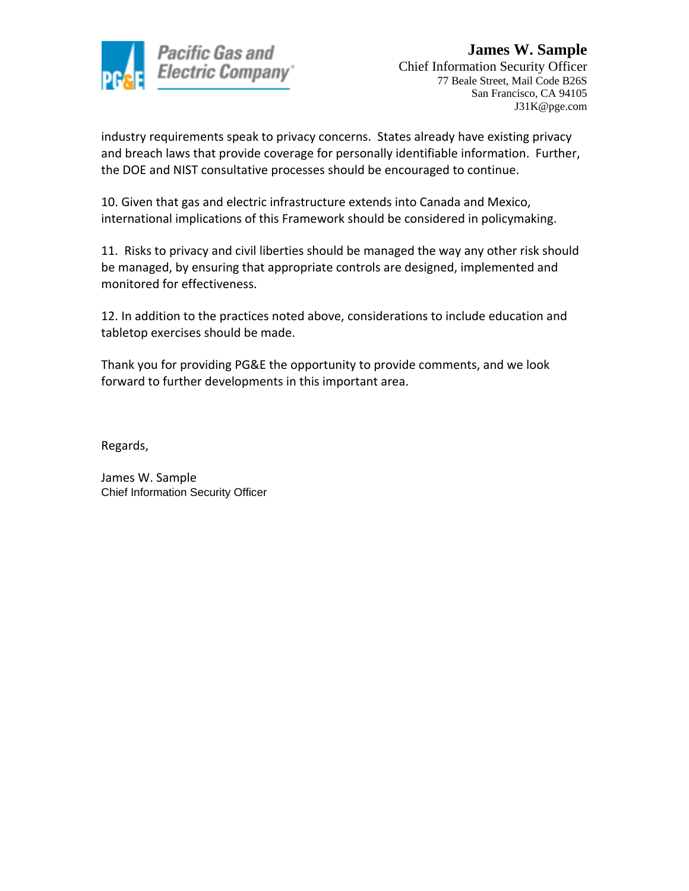industry requirements speak to privacy concerns. States already have existing privacy and breach laws that provide coverage for personally identifiable information. Further, the DOE and NIST consultative processes should be encouraged to continue.

10. Given that gas and electric infrastructure extends into Canada and Mexico, international implications of this Framework should be considered in policymaking.

11. Risks to privacy and civil liberties should be managed the way any other risk should be managed, by ensuring that appropriate controls are designed, implemented and monitored for effectiveness.

12. In addition to the practices noted above, considerations to include education and tabletop exercises should be made.

Thank you for providing PG&E the opportunity to provide comments, and we look forward to further developments in this important area.

Regards,

James W. Sample
Chief Information Security Officer